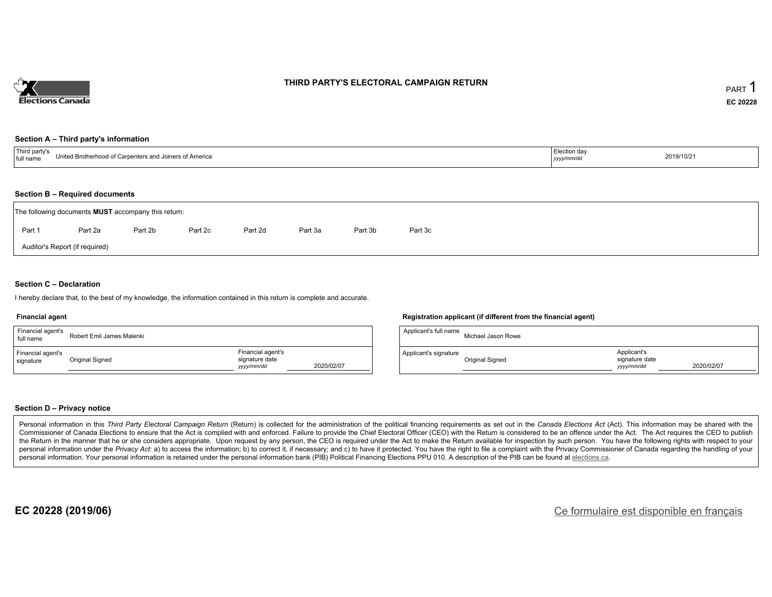# THIRD PARTY'S ELECTORAL CAMPAIGN RETURN

PART 1

**EC 20228**

### Section A – Third party's information

| Third party's full name | United Brotherhood of Carpenters and Joiners of America | Election day *yyyy/mm/dd* | 2019/10/21 |
|---|---|---|---|

### Section B – Required documents

The following documents **MUST** accompany this return:

Part 1 | Part 2a | Part 2b | Part 2c | Part 2d | Part 3a | Part 3b | Part 3c

Auditor's Report (if required)

### Section C – Declaration

I hereby declare that, to the best of my knowledge, the information contained in this return is complete and accurate.

**Financial agent**

| Financial agent's full name | Robert Emil James Malenki | | |
|---|---|---|---|
| Financial agent's signature | Original Signed | Financial agent's signature date *yyyy/mm/dd* | 2020/02/07 |

**Registration applicant (if different from the financial agent)**

| Applicant's full name | Michael Jason Rowe | | |
|---|---|---|---|
| Applicant's signature | Original Signed | Applicant's signature date *yyyy/mm/dd* | 2020/02/07 |

### Section D – Privacy notice

Personal information in this *Third Party Electoral Campaign Return* (Return) is collected for the administration of the political financing requirements as set out in the *Canada Elections Act* (Act). This information may be shared with the Commissioner of Canada Elections to ensure that the Act is complied with and enforced. Failure to provide the Chief Electoral Officer (CEO) with the Return is considered to be an offence under the Act. The Act requires the CEO to publish the Return in the manner that he or she considers appropriate. Upon request by any person, the CEO is required under the Act to make the Return available for inspection by such person. You have the following rights with respect to your personal information under the *Privacy Act*: a) to access the information; b) to correct it, if necessary; and c) to have it protected. You have the right to file a complaint with the Privacy Commissioner of Canada regarding the handling of your personal information. Your personal information is retained under the personal information bank (PIB) Political Financing Elections PPU 010. A description of the PIB can be found at elections.ca.

**EC 20228 (2019/06)**

Ce formulaire est disponible en français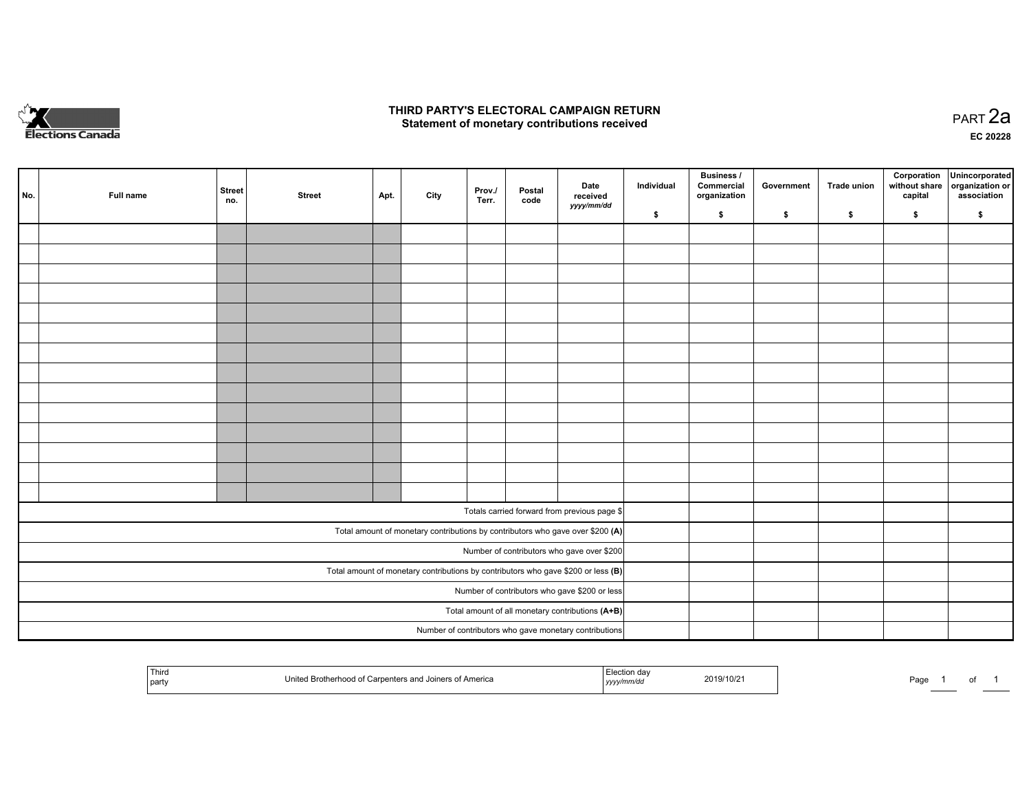# THIRD PARTY'S ELECTORAL CAMPAIGN RETURN
## Statement of monetary contributions received

PART 2a

EC 20228

| No. | Full name | Street no. | Street | Apt. | City | Prov./ Terr. | Postal code | Date received yyyy/mm/dd | Individual $ | Business / Commercial organization $ | Government $ | Trade union $ | Corporation without share capital $ | Unincorporated organization or association $ |
|---|---|---|---|---|---|---|---|---|---|---|---|---|---|---|
| | | | | | | | | | | | | | | |
| | | | | | | | | | | | | | | |
| | | | | | | | | | | | | | | |
| | | | | | | | | | | | | | | |
| | | | | | | | | | | | | | | |
| | | | | | | | | | | | | | | |
| | | | | | | | | | | | | | | |
| | | | | | | | | | | | | | | |
| | | | | | | | | | | | | | | |
| | | | | | | | | | | | | | | |
| | | | | | | | | | | | | | | |
| | | | | | | | | | | | | | | |
| | | | | | | | | | | | | | | |
| | | | | | | | | | | | | | | |
| Totals carried forward from previous page $ | | | | | | | | | | | | | | |
| Total amount of monetary contributions by contributors who gave over $200 (A) | | | | | | | | | | | | | | |
| Number of contributors who gave over $200 | | | | | | | | | | | | | | |
| Total amount of monetary contributions by contributors who gave $200 or less (B) | | | | | | | | | | | | | | |
| Number of contributors who gave $200 or less | | | | | | | | | | | | | | |
| Total amount of all monetary contributions (A+B) | | | | | | | | | | | | | | |
| Number of contributors who gave monetary contributions | | | | | | | | | | | | | | |

| Third party | United Brotherhood of Carpenters and Joiners of America | Election day yyyy/mm/dd | 2019/10/21 |
|---|---|---|---|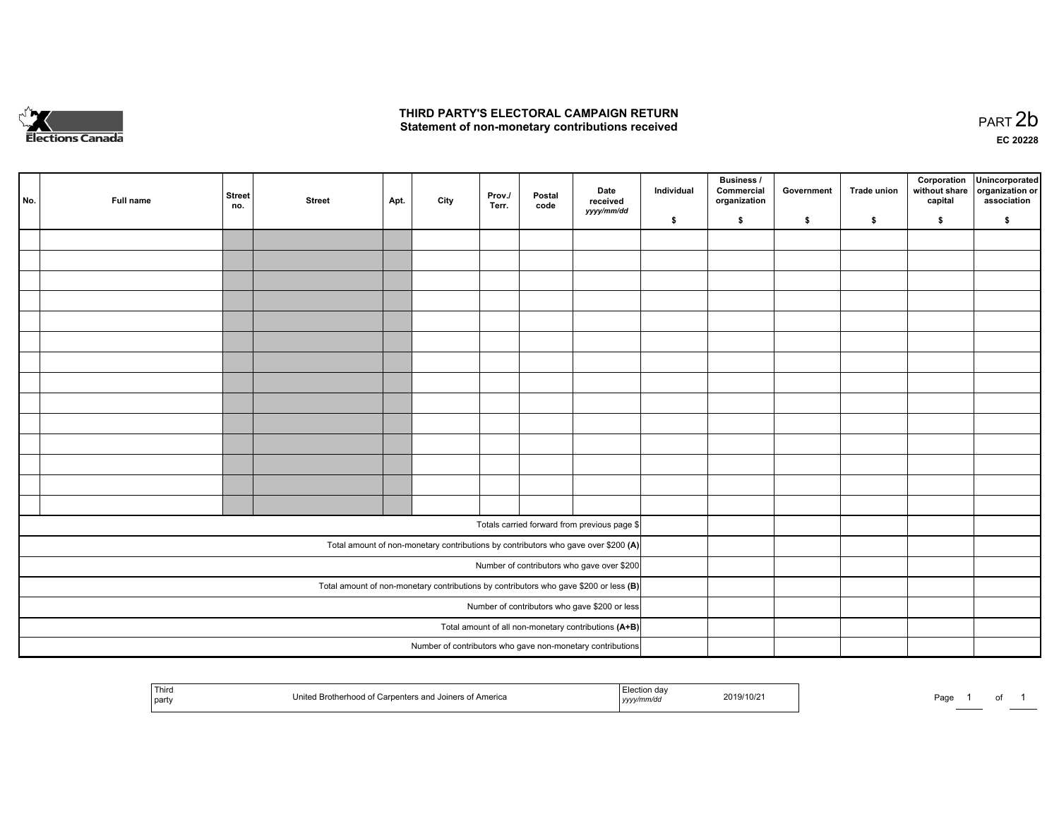Elections Canada

# THIRD PARTY'S ELECTORAL CAMPAIGN RETURN
## Statement of non-monetary contributions received

PART 2b

EC 20228

| No. | Full name | Street no. | Street | Apt. | City | Prov./ Terr. | Postal code | Date received yyyy/mm/dd | Individual $ | Business / Commercial organization $ | Government $ | Trade union $ | Corporation without share capital $ | Unincorporated organization or association $ |
|---|---|---|---|---|---|---|---|---|---|---|---|---|---|---|
| | | | | | | | | | | | | | | |
| | | | | | | | | | | | | | | |
| | | | | | | | | | | | | | | |
| | | | | | | | | | | | | | | |
| | | | | | | | | | | | | | | |
| | | | | | | | | | | | | | | |
| | | | | | | | | | | | | | | |
| | | | | | | | | | | | | | | |
| | | | | | | | | | | | | | | |
| | | | | | | | | | | | | | | |
| | | | | | | | | | | | | | | |
| | | | | | | | | | | | | | | |
| | | | | | | | | | | | | | | |
| | | | | | | | | | | | | | | |
| Totals carried forward from previous page $ | | | | | | | | | | | | | | |
| Total amount of non-monetary contributions by contributors who gave over $200 **(A)** | | | | | | | | | | | | | | |
| Number of contributors who gave over $200 | | | | | | | | | | | | | | |
| Total amount of non-monetary contributions by contributors who gave $200 or less **(B)** | | | | | | | | | | | | | | |
| Number of contributors who gave $200 or less | | | | | | | | | | | | | | |
| Total amount of all non-monetary contributions **(A+B)** | | | | | | | | | | | | | | |
| Number of contributors who gave non-monetary contributions | | | | | | | | | | | | | | |

| Third party | United Brotherhood of Carpenters and Joiners of America | Election day yyyy/mm/dd | 2019/10/21 |
|---|---|---|---|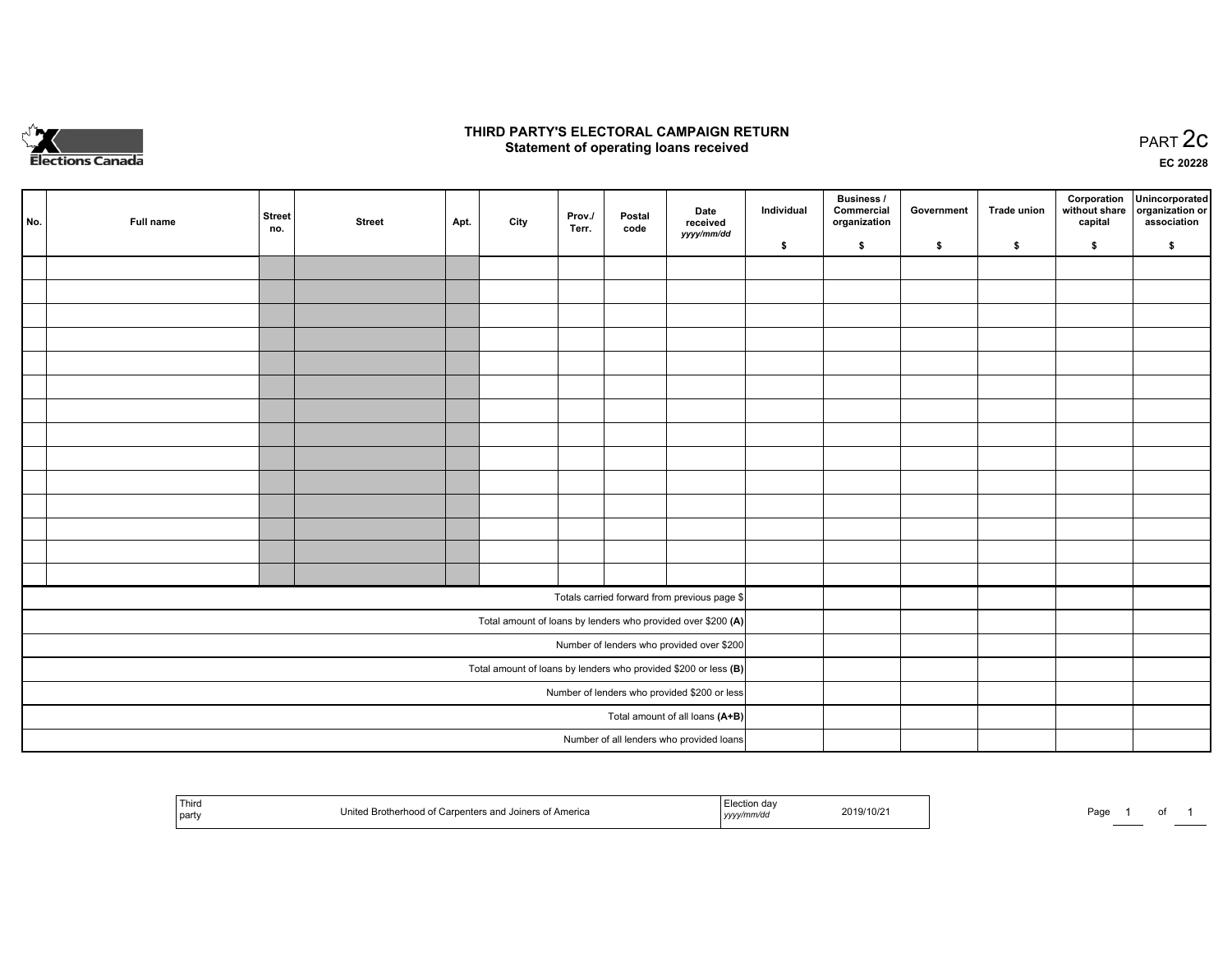# THIRD PARTY'S ELECTORAL CAMPAIGN RETURN

## Statement of operating loans received

PART 2c

EC 20228

| No. | Full name | Street no. | Street | Apt. | City | Prov./ Terr. | Postal code | Date received *yyyy/mm/dd* | Individual $ | Business / Commercial organization $ | Government $ | Trade union $ | Corporation without share capital $ | Unincorporated organization or association $ |
|---|---|---|---|---|---|---|---|---|---|---|---|---|---|---|
| | | | | | | | | | | | | | | |
| | | | | | | | | | | | | | | |
| | | | | | | | | | | | | | | |
| | | | | | | | | | | | | | | |
| | | | | | | | | | | | | | | |
| | | | | | | | | | | | | | | |
| | | | | | | | | | | | | | | |
| | | | | | | | | | | | | | | |
| | | | | | | | | | | | | | | |
| | | | | | | | | | | | | | | |
| | | | | | | | | | | | | | | |
| | | | | | | | | | | | | | | |
| | | | | | | | | | | | | | | |
| | | | | | | | | | | | | | | |
| Totals carried forward from previous page $ | | | | | | | | | | | | | | |
| Total amount of loans by lenders who provided over $200 **(A)** | | | | | | | | | | | | | | |
| Number of lenders who provided over $200 | | | | | | | | | | | | | | |
| Total amount of loans by lenders who provided $200 or less **(B)** | | | | | | | | | | | | | | |
| Number of lenders who provided $200 or less | | | | | | | | | | | | | | |
| Total amount of all loans **(A+B)** | | | | | | | | | | | | | | |
| Number of all lenders who provided loans | | | | | | | | | | | | | | |

| Third party | United Brotherhood of Carpenters and Joiners of America | Election day *yyyy/mm/dd* | 2019/10/21 |
|---|---|---|---|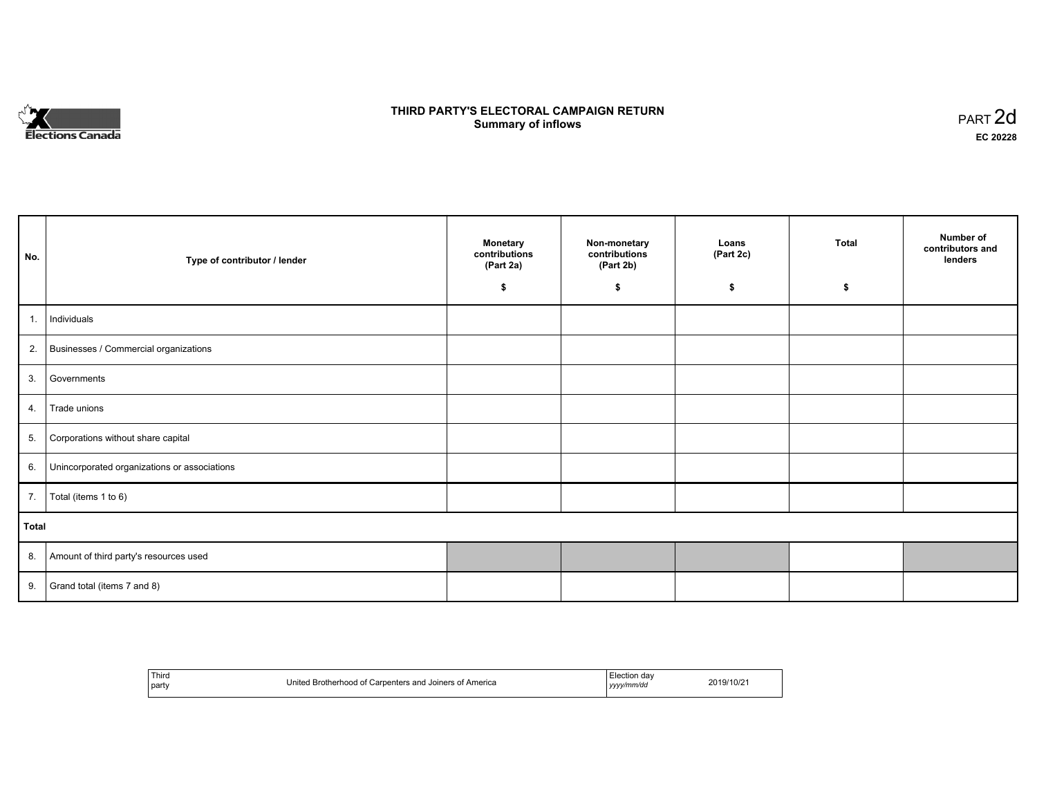Elections Canada

# THIRD PARTY'S ELECTORAL CAMPAIGN RETURN
## Summary of inflows

PART 2d
**EC 20228**

| No. | Type of contributor / lender | Monetary contributions (Part 2a) $ | Non-monetary contributions (Part 2b) $ | Loans (Part 2c) $ | Total $ | Number of contributors and lenders |
|---|---|---|---|---|---|---|
| 1. | Individuals | | | | | |
| 2. | Businesses / Commercial organizations | | | | | |
| 3. | Governments | | | | | |
| 4. | Trade unions | | | | | |
| 5. | Corporations without share capital | | | | | |
| 6. | Unincorporated organizations or associations | | | | | |
| 7. | Total (items 1 to 6) | | | | | |
| **Total** | | | | | | |
| 8. | Amount of third party's resources used | | | | | |
| 9. | Grand total (items 7 and 8) | | | | | |

| Third party | United Brotherhood of Carpenters and Joiners of America | Election day *yyyy/mm/dd* | 2019/10/21 |
|---|---|---|---|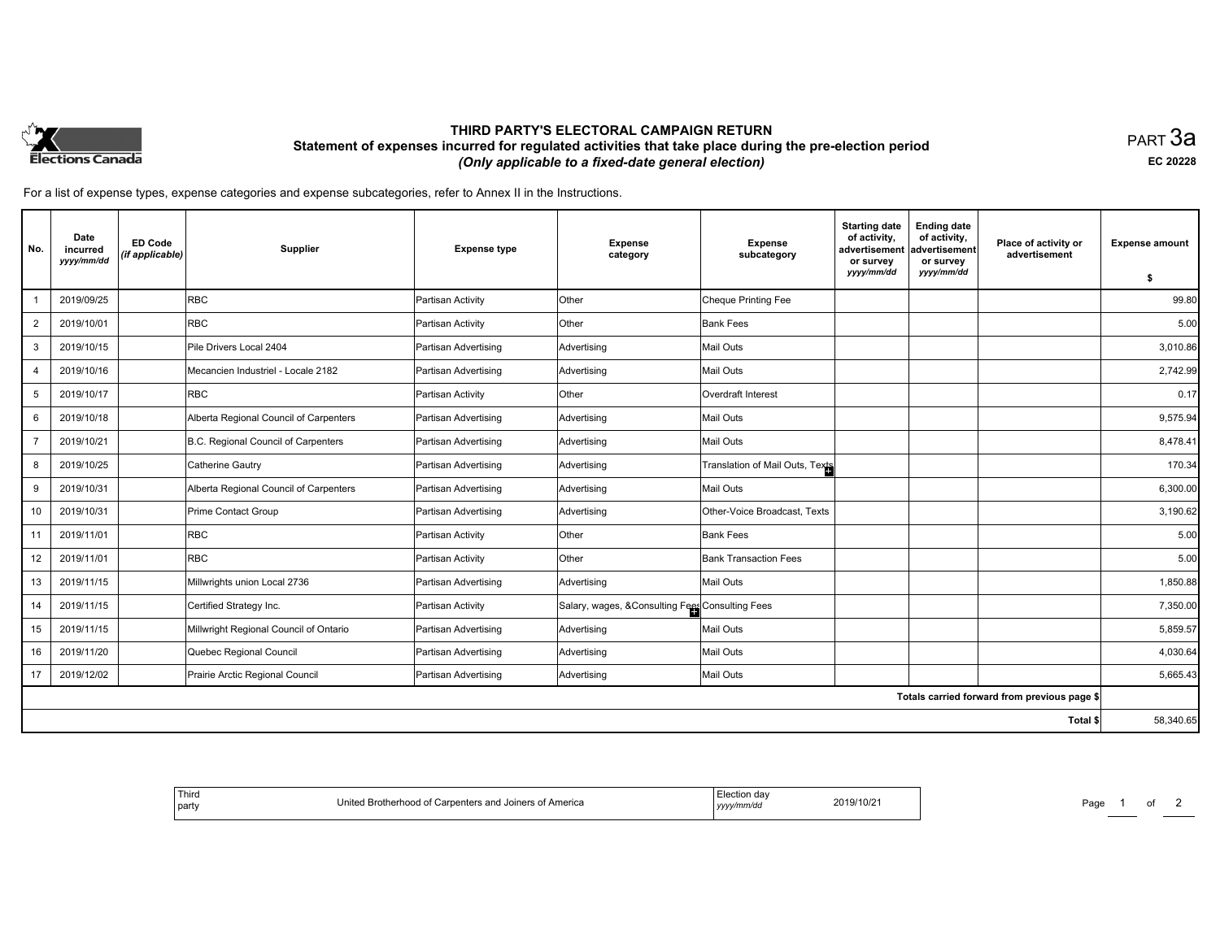Elections Canada

# THIRD PARTY'S ELECTORAL CAMPAIGN RETURN

## Statement of expenses incurred for regulated activities that take place during the pre-election period

*(Only applicable to a fixed-date general election)*

PART 3a

EC 20228

For a list of expense types, expense categories and expense subcategories, refer to Annex II in the Instructions.

| No. | Date incurred *yyyy/mm/dd* | ED Code *(if applicable)* | Supplier | Expense type | Expense category | Expense subcategory | Starting date of activity, advertisement or survey *yyyy/mm/dd* | Ending date of activity, advertisement or survey *yyyy/mm/dd* | Place of activity or advertisement | Expense amount $ |
|---|---|---|---|---|---|---|---|---|---|---|
| 1 | 2019/09/25 | | RBC | Partisan Activity | Other | Cheque Printing Fee | | | | 99.80 |
| 2 | 2019/10/01 | | RBC | Partisan Activity | Other | Bank Fees | | | | 5.00 |
| 3 | 2019/10/15 | | Pile Drivers Local 2404 | Partisan Advertising | Advertising | Mail Outs | | | | 3,010.86 |
| 4 | 2019/10/16 | | Mecancien Industriel - Locale 2182 | Partisan Advertising | Advertising | Mail Outs | | | | 2,742.99 |
| 5 | 2019/10/17 | | RBC | Partisan Activity | Other | Overdraft Interest | | | | 0.17 |
| 6 | 2019/10/18 | | Alberta Regional Council of Carpenters | Partisan Advertising | Advertising | Mail Outs | | | | 9,575.94 |
| 7 | 2019/10/21 | | B.C. Regional Council of Carpenters | Partisan Advertising | Advertising | Mail Outs | | | | 8,478.41 |
| 8 | 2019/10/25 | | Catherine Gautry | Partisan Advertising | Advertising | Translation of Mail Outs, Texts | | | | 170.34 |
| 9 | 2019/10/31 | | Alberta Regional Council of Carpenters | Partisan Advertising | Advertising | Mail Outs | | | | 6,300.00 |
| 10 | 2019/10/31 | | Prime Contact Group | Partisan Advertising | Advertising | Other-Voice Broadcast, Texts | | | | 3,190.62 |
| 11 | 2019/11/01 | | RBC | Partisan Activity | Other | Bank Fees | | | | 5.00 |
| 12 | 2019/11/01 | | RBC | Partisan Activity | Other | Bank Transaction Fees | | | | 5.00 |
| 13 | 2019/11/15 | | Millwrights union Local 2736 | Partisan Advertising | Advertising | Mail Outs | | | | 1,850.88 |
| 14 | 2019/11/15 | | Certified Strategy Inc. | Partisan Activity | Salary, wages, &Consulting Fees | Consulting Fees | | | | 7,350.00 |
| 15 | 2019/11/15 | | Millwright Regional Council of Ontario | Partisan Advertising | Advertising | Mail Outs | | | | 5,859.57 |
| 16 | 2019/11/20 | | Quebec Regional Council | Partisan Advertising | Advertising | Mail Outs | | | | 4,030.64 |
| 17 | 2019/12/02 | | Prairie Arctic Regional Council | Partisan Advertising | Advertising | Mail Outs | | | | 5,665.43 |
| | | | | | | | | | Totals carried forward from previous page $ | |
| | | | | | | | | | Total $ | 58,340.65 |

| Third party | United Brotherhood of Carpenters and Joiners of America | Election day *yyyy/mm/dd* | 2019/10/21 |
|---|---|---|---|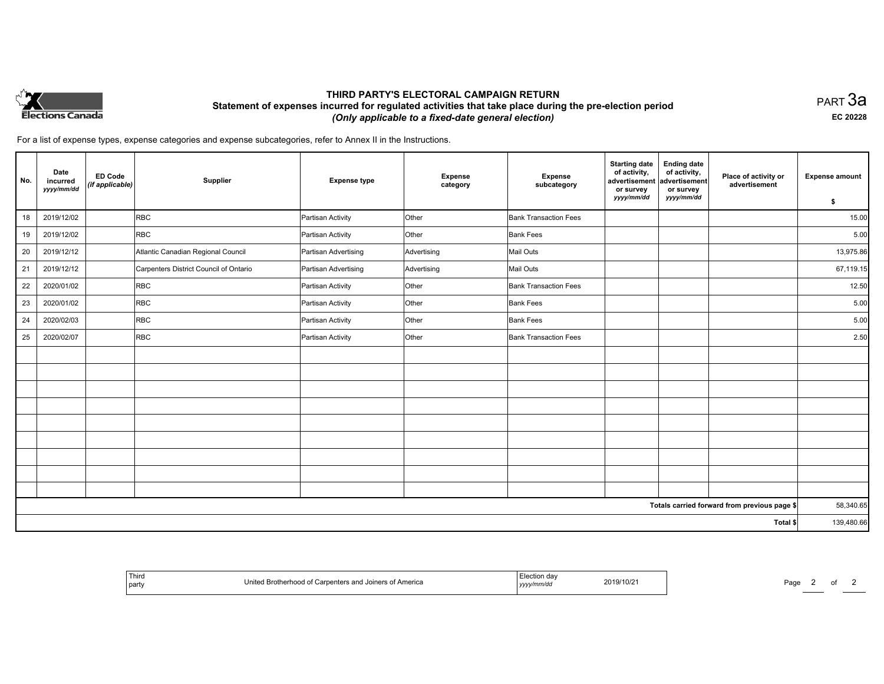# THIRD PARTY'S ELECTORAL CAMPAIGN RETURN

## Statement of expenses incurred for regulated activities that take place during the pre-election period

*(Only applicable to a fixed-date general election)*

PART 3a

EC 20228

For a list of expense types, expense categories and expense subcategories, refer to Annex II in the Instructions.

| No. | Date incurred *yyyy/mm/dd* | ED Code *(if applicable)* | Supplier | Expense type | Expense category | Expense subcategory | Starting date of activity, advertisement or survey *yyyy/mm/dd* | Ending date of activity, advertisement or survey *yyyy/mm/dd* | Place of activity or advertisement | Expense amount $ |
|---|---|---|---|---|---|---|---|---|---|---|
| 18 | 2019/12/02 | | RBC | Partisan Activity | Other | Bank Transaction Fees | | | | 15.00 |
| 19 | 2019/12/02 | | RBC | Partisan Activity | Other | Bank Fees | | | | 5.00 |
| 20 | 2019/12/12 | | Atlantic Canadian Regional Council | Partisan Advertising | Advertising | Mail Outs | | | | 13,975.86 |
| 21 | 2019/12/12 | | Carpenters District Council of Ontario | Partisan Advertising | Advertising | Mail Outs | | | | 67,119.15 |
| 22 | 2020/01/02 | | RBC | Partisan Activity | Other | Bank Transaction Fees | | | | 12.50 |
| 23 | 2020/01/02 | | RBC | Partisan Activity | Other | Bank Fees | | | | 5.00 |
| 24 | 2020/02/03 | | RBC | Partisan Activity | Other | Bank Fees | | | | 5.00 |
| 25 | 2020/02/07 | | RBC | Partisan Activity | Other | Bank Transaction Fees | | | | 2.50 |
| | | | | | | | | | Totals carried forward from previous page $ | 58,340.65 |
| | | | | | | | | | Total $ | 139,480.66 |

| Third party | United Brotherhood of Carpenters and Joiners of America | Election day *yyyy/mm/dd* | 2019/10/21 |
|---|---|---|---|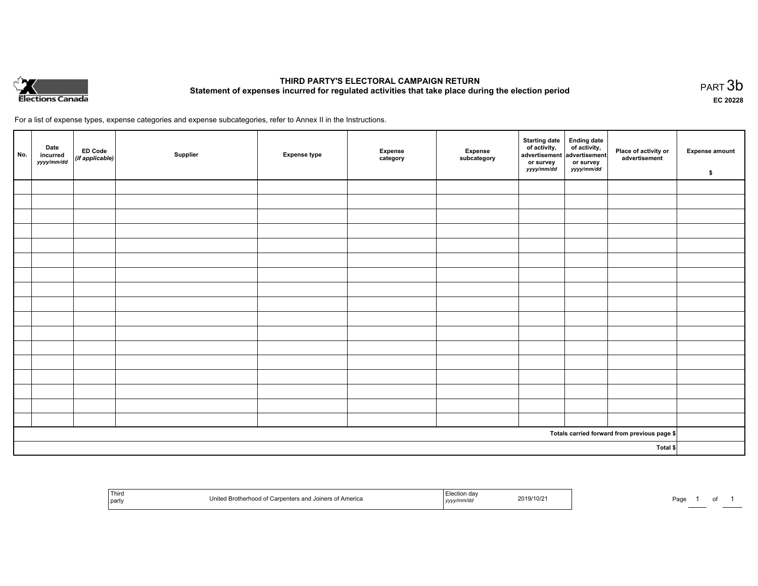Elections Canada

# THIRD PARTY'S ELECTORAL CAMPAIGN RETURN

## Statement of expenses incurred for regulated activities that take place during the election period

PART 3b

EC 20228

For a list of expense types, expense categories and expense subcategories, refer to Annex II in the Instructions.

| No. | Date incurred *yyyy/mm/dd* | ED Code *(if applicable)* | Supplier | Expense type | Expense category | Expense subcategory | Starting date of activity, advertisement or survey *yyyy/mm/dd* | Ending date of activity, advertisement or survey *yyyy/mm/dd* | Place of activity or advertisement | Expense amount $ |
|---|---|---|---|---|---|---|---|---|---|---|
| | | | | | | | | | | |
| | | | | | | | | | | |
| | | | | | | | | | | |
| | | | | | | | | | | |
| | | | | | | | | | | |
| | | | | | | | | | | |
| | | | | | | | | | | |
| | | | | | | | | | | |
| | | | | | | | | | | |
| | | | | | | | | | | |
| | | | | | | | | | | |
| | | | | | | | | | | |
| | | | | | | | | | | |
| | | | | | | | | | | |
| | | | | | | | | | | |
| | | | | | | | | | | |
| | | | | | | | | | | |
| | | | | | | | | | Totals carried forward from previous page $ | |
| | | | | | | | | | Total $ | |

| Third party | United Brotherhood of Carpenters and Joiners of America | Election day *yyyy/mm/dd* | 2019/10/21 |
|---|---|---|---|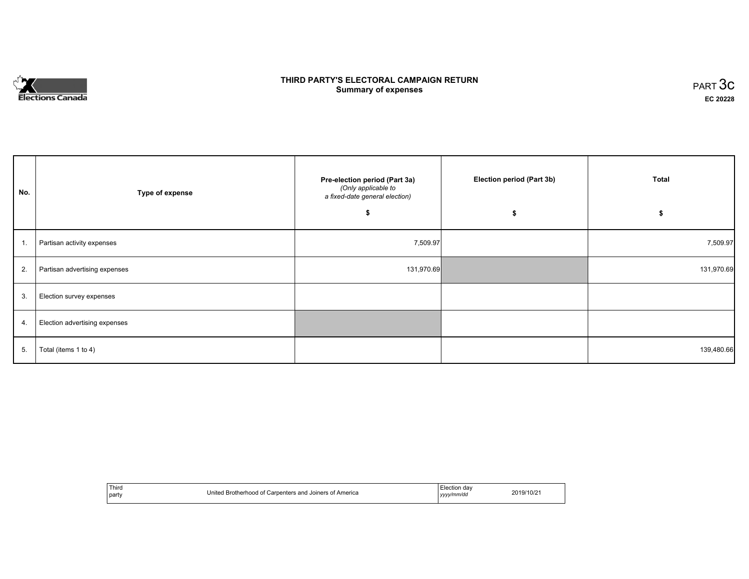Elections Canada

# THIRD PARTY'S ELECTORAL CAMPAIGN RETURN
## Summary of expenses

PART 3c

**EC 20228**

| No. | Type of expense | Pre-election period (Part 3a) *(Only applicable to a fixed-date general election)* $ | Election period (Part 3b) $ | Total $ |
|---|---|---|---|---|
| 1. | Partisan activity expenses | 7,509.97 | | 7,509.97 |
| 2. | Partisan advertising expenses | 131,970.69 | | 131,970.69 |
| 3. | Election survey expenses | | | |
| 4. | Election advertising expenses | | | |
| 5. | Total (items 1 to 4) | | | 139,480.66 |

| | | | |
|---|---|---|---|
| Third party | United Brotherhood of Carpenters and Joiners of America | Election day *yyyy/mm/dd* | 2019/10/21 |